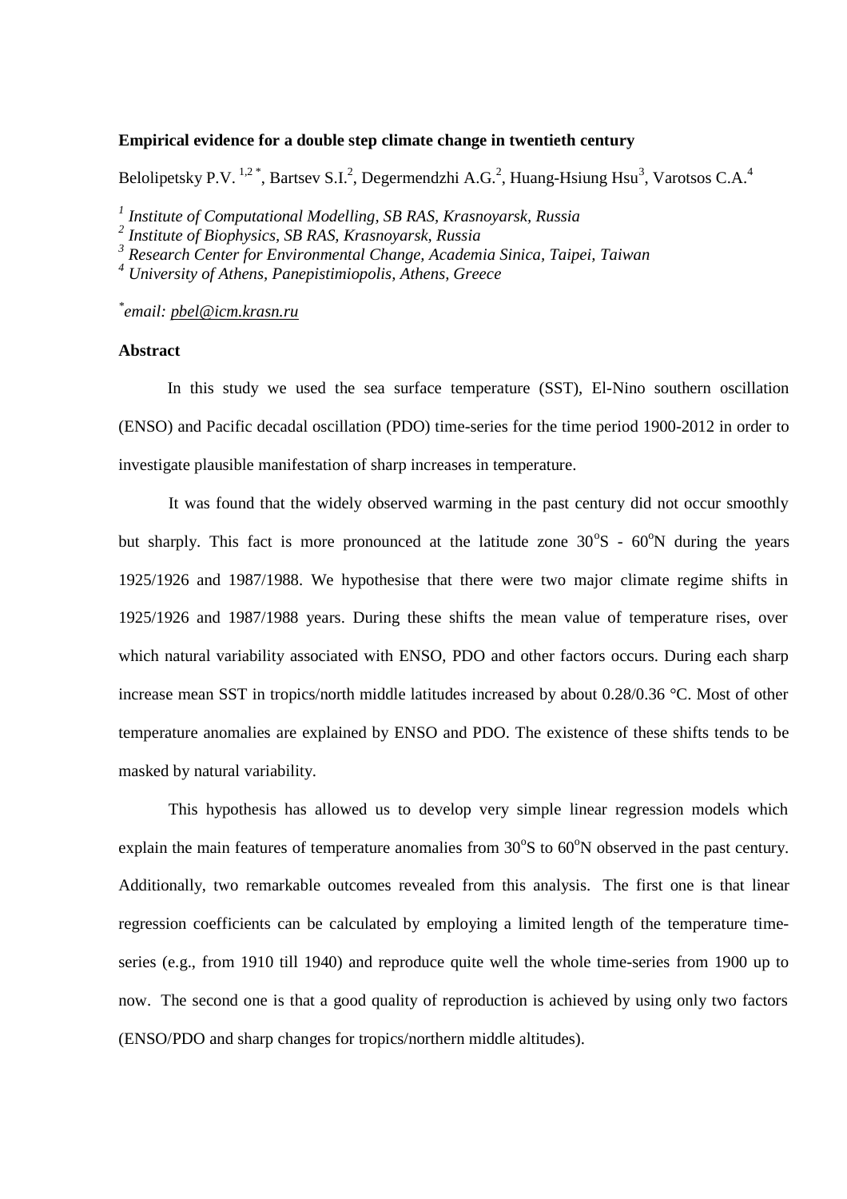**Empirical evidence for a double step climate change in twentieth century**

Belolipetsky P.V. [1,2 *], Bartsev S.I.[2], Degermendzhi A.G.[2], Huang-Hsiung Hsu[3], Varotsos C.A.[4]

*[1] Institute of Computational Modelling, SB RAS, Krasnoyarsk, Russia*
*[2] Institute of Biophysics, SB RAS, Krasnoyarsk, Russia*
*[3] Research Center for Environmental Change, Academia Sinica, Taipei, Taiwan*
*[4] University of Athens, Panepistimiopolis, Athens, Greece*

*[*]email: pbel@icm.krasn.ru*

**Abstract**

In this study we used the sea surface temperature (SST), El-Nino southern oscillation (ENSO) and Pacific decadal oscillation (PDO) time-series for the time period 1900-2012 in order to investigate plausible manifestation of sharp increases in temperature.

It was found that the widely observed warming in the past century did not occur smoothly but sharply. This fact is more pronounced at the latitude zone $30^oS$ - $60^oN$ during the years 1925/1926 and 1987/1988. We hypothesise that there were two major climate regime shifts in 1925/1926 and 1987/1988 years. During these shifts the mean value of temperature rises, over which natural variability associated with ENSO, PDO and other factors occurs. During each sharp increase mean SST in tropics/north middle latitudes increased by about 0.28/0.36 °C. Most of other temperature anomalies are explained by ENSO and PDO. The existence of these shifts tends to be masked by natural variability.

This hypothesis has allowed us to develop very simple linear regression models which explain the main features of temperature anomalies from $30^oS$ to $60^oN$ observed in the past century. Additionally, two remarkable outcomes revealed from this analysis. The first one is that linear regression coefficients can be calculated by employing a limited length of the temperature time-series (e.g., from 1910 till 1940) and reproduce quite well the whole time-series from 1900 up to now. The second one is that a good quality of reproduction is achieved by using only two factors (ENSO/PDO and sharp changes for tropics/northern middle altitudes).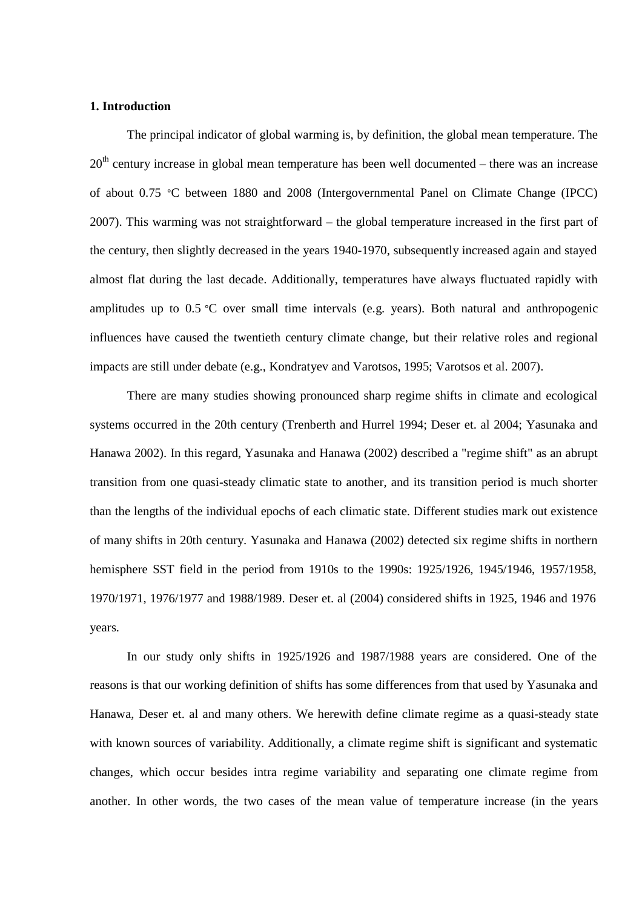**1. Introduction**

The principal indicator of global warming is, by definition, the global mean temperature. The $20^{th}$ century increase in global mean temperature has been well documented – there was an increase of about 0.75 °C between 1880 and 2008 (Intergovernmental Panel on Climate Change (IPCC) 2007). This warming was not straightforward – the global temperature increased in the first part of the century, then slightly decreased in the years 1940-1970, subsequently increased again and stayed almost flat during the last decade. Additionally, temperatures have always fluctuated rapidly with amplitudes up to 0.5 °C over small time intervals (e.g. years). Both natural and anthropogenic influences have caused the twentieth century climate change, but their relative roles and regional impacts are still under debate (e.g., Kondratyev and Varotsos, 1995; Varotsos et al. 2007).

There are many studies showing pronounced sharp regime shifts in climate and ecological systems occurred in the 20th century (Trenberth and Hurrel 1994; Deser et. al 2004; Yasunaka and Hanawa 2002). In this regard, Yasunaka and Hanawa (2002) described a "regime shift" as an abrupt transition from one quasi-steady climatic state to another, and its transition period is much shorter than the lengths of the individual epochs of each climatic state. Different studies mark out existence of many shifts in 20th century. Yasunaka and Hanawa (2002) detected six regime shifts in northern hemisphere SST field in the period from 1910s to the 1990s: 1925/1926, 1945/1946, 1957/1958, 1970/1971, 1976/1977 and 1988/1989. Deser et. al (2004) considered shifts in 1925, 1946 and 1976 years.

In our study only shifts in 1925/1926 and 1987/1988 years are considered. One of the reasons is that our working definition of shifts has some differences from that used by Yasunaka and Hanawa, Deser et. al and many others. We herewith define climate regime as a quasi-steady state with known sources of variability. Additionally, a climate regime shift is significant and systematic changes, which occur besides intra regime variability and separating one climate regime from another. In other words, the two cases of the mean value of temperature increase (in the years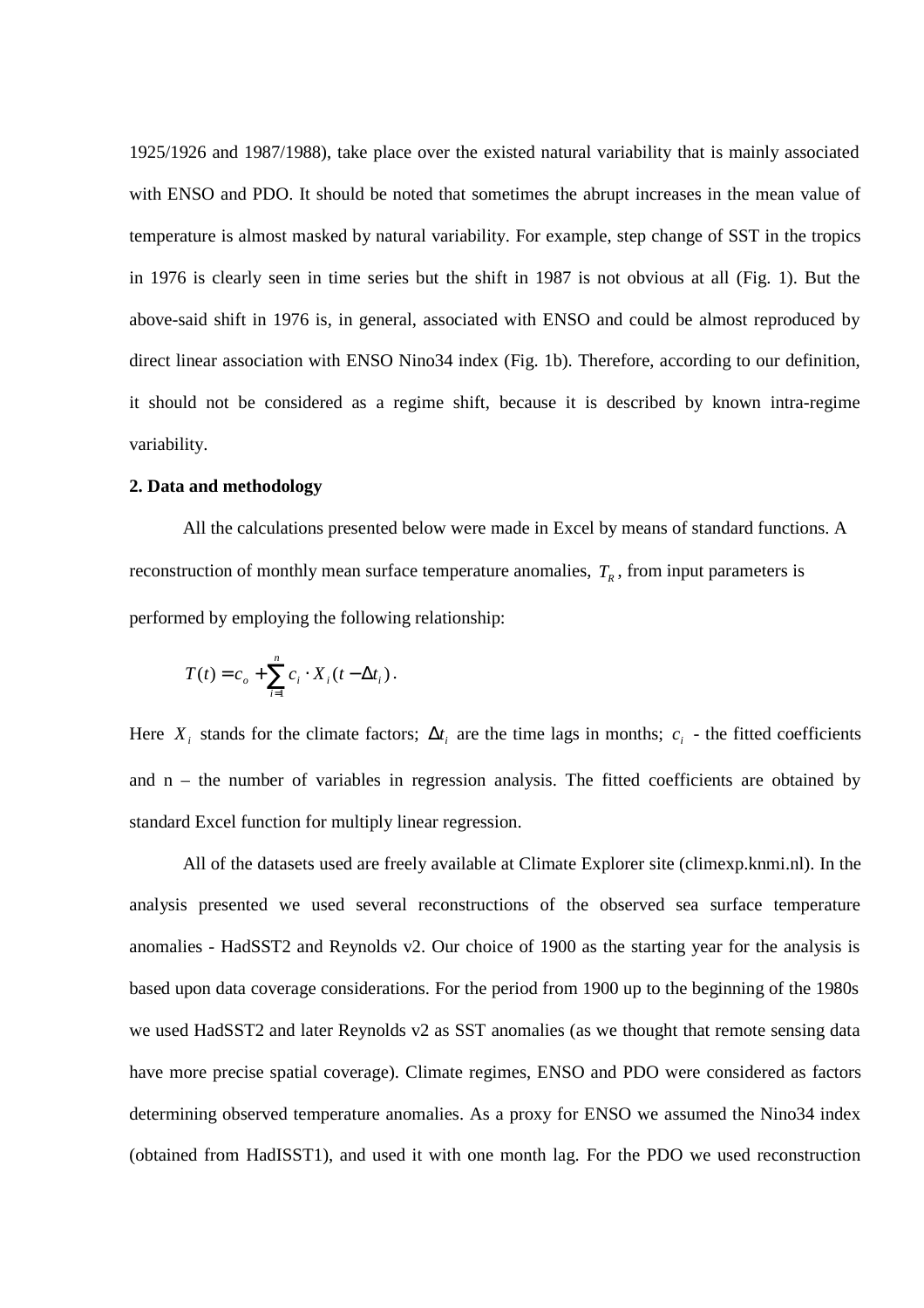1925/1926 and 1987/1988), take place over the existed natural variability that is mainly associated with ENSO and PDO. It should be noted that sometimes the abrupt increases in the mean value of temperature is almost masked by natural variability. For example, step change of SST in the tropics in 1976 is clearly seen in time series but the shift in 1987 is not obvious at all (Fig. 1). But the above-said shift in 1976 is, in general, associated with ENSO and could be almost reproduced by direct linear association with ENSO Nino34 index (Fig. 1b). Therefore, according to our definition, it should not be considered as a regime shift, because it is described by known intra-regime variability.

**2. Data and methodology**

All the calculations presented below were made in Excel by means of standard functions. A reconstruction of monthly mean surface temperature anomalies, $T_R$, from input parameters is performed by employing the following relationship:

$$T(t) = c_o + \sum_{i=1}^{n} c_i \cdot X_i(t - \Delta t_i).$$

Here $X_i$ stands for the climate factors; $\Delta t_i$ are the time lags in months; $c_i$ - the fitted coefficients and n – the number of variables in regression analysis. The fitted coefficients are obtained by standard Excel function for multiply linear regression.

All of the datasets used are freely available at Climate Explorer site (climexp.knmi.nl). In the analysis presented we used several reconstructions of the observed sea surface temperature anomalies - HadSST2 and Reynolds v2. Our choice of 1900 as the starting year for the analysis is based upon data coverage considerations. For the period from 1900 up to the beginning of the 1980s we used HadSST2 and later Reynolds v2 as SST anomalies (as we thought that remote sensing data have more precise spatial coverage). Climate regimes, ENSO and PDO were considered as factors determining observed temperature anomalies. As a proxy for ENSO we assumed the Nino34 index (obtained from HadISST1), and used it with one month lag. For the PDO we used reconstruction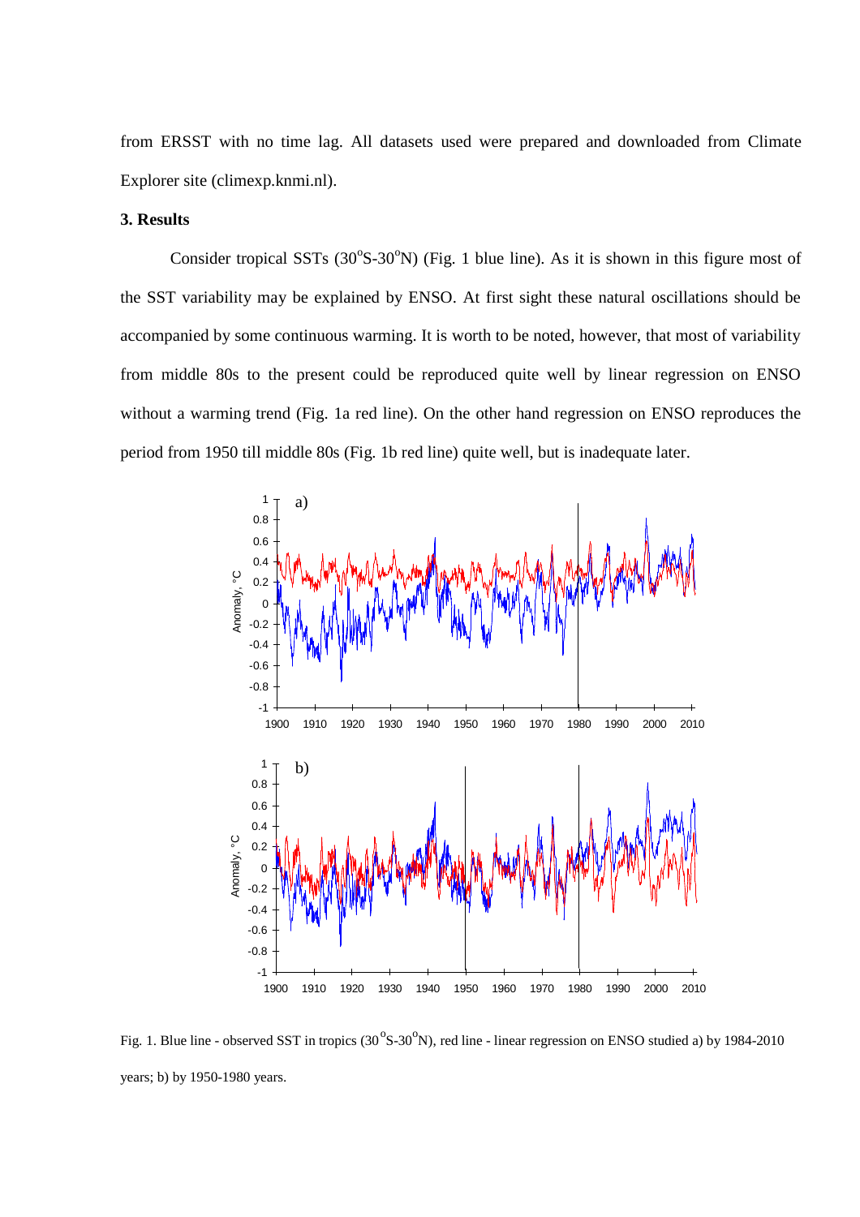from ERSST with no time lag. All datasets used were prepared and downloaded from Climate Explorer site (climexp.knmi.nl).

### 3. Results

Consider tropical SSTs ($30^{o}$S-$30^{o}$N) (Fig. 1 blue line). As it is shown in this figure most of the SST variability may be explained by ENSO. At first sight these natural oscillations should be accompanied by some continuous warming. It is worth to be noted, however, that most of variability from middle 80s to the present could be reproduced quite well by linear regression on ENSO without a warming trend (Fig. 1a red line). On the other hand regression on ENSO reproduces the period from 1950 till middle 80s (Fig. 1b red line) quite well, but is inadequate later.

a)

Anomaly, °C

1
0.8
0.6
0.4
0.2
0
-0.2
-0.4
-0.6
-0.8
-1

1900 1910 1920 1930 1940 1950 1960 1970 1980 1990 2000 2010

b)

Anomaly, °C

1
0.8
0.6
0.4
0.2
0
-0.2
-0.4
-0.6
-0.8
-1

1900 1910 1920 1930 1940 1950 1960 1970 1980 1990 2000 2010

Fig. 1. Blue line - observed SST in tropics ($30^{0}$S-$30^{0}$N), red line - linear regression on ENSO studied a) by 1984-2010 years; b) by 1950-1980 years.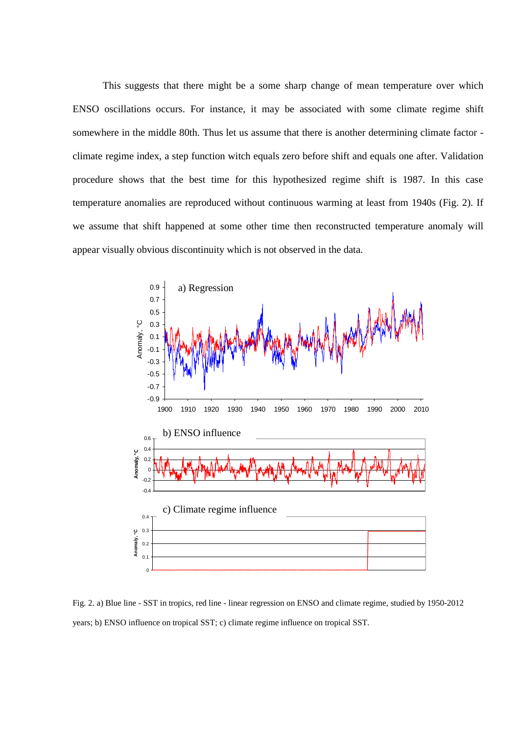This suggests that there might be a some sharp change of mean temperature over which ENSO oscillations occurs. For instance, it may be associated with some climate regime shift somewhere in the middle 80th. Thus let us assume that there is another determining climate factor - climate regime index, a step function witch equals zero before shift and equals one after. Validation procedure shows that the best time for this hypothesized regime shift is 1987. In this case temperature anomalies are reproduced without continuous warming at least from 1940s (Fig. 2). If we assume that shift happened at some other time then reconstructed temperature anomaly will appear visually obvious discontinuity which is not observed in the data.

a) Regression

Anomaly, °C

0.9
0.7
0.5
0.3
0.1
-0.1
-0.3
-0.5
-0.7
-0.9

1900 1910 1920 1930 1940 1950 1960 1970 1980 1990 2000 2010

b) ENSO influence

Anomaly, °C

0.6
0.4
0.2
0
-0.2
-0.4

c) Climate regime influence

Anomaly, °C

0.4
0.3
0.2
0.1
0

Fig. 2. a) Blue line - SST in tropics, red line - linear regression on ENSO and climate regime, studied by 1950-2012 years; b) ENSO influence on tropical SST; c) climate regime influence on tropical SST.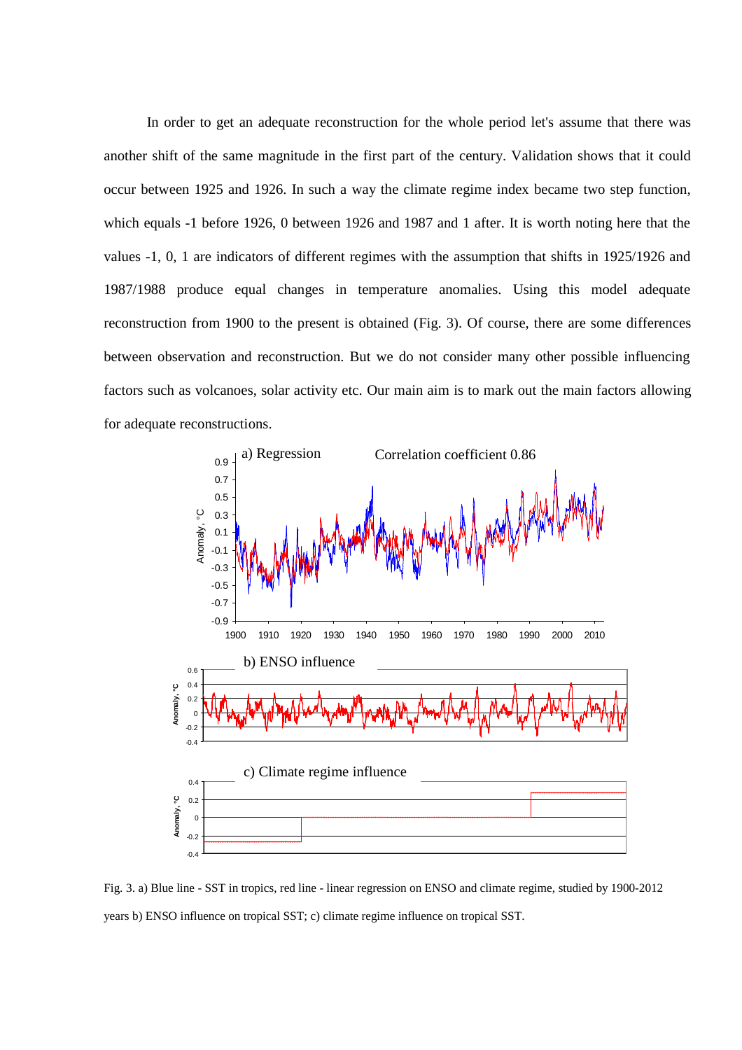In order to get an adequate reconstruction for the whole period let's assume that there was another shift of the same magnitude in the first part of the century. Validation shows that it could occur between 1925 and 1926. In such a way the climate regime index became two step function, which equals -1 before 1926, 0 between 1926 and 1987 and 1 after. It is worth noting here that the values -1, 0, 1 are indicators of different regimes with the assumption that shifts in 1925/1926 and 1987/1988 produce equal changes in temperature anomalies. Using this model adequate reconstruction from 1900 to the present is obtained (Fig. 3). Of course, there are some differences between observation and reconstruction. But we do not consider many other possible influencing factors such as volcanoes, solar activity etc. Our main aim is to mark out the main factors allowing for adequate reconstructions.

a) Regression

Correlation coefficient 0.86

Anomaly, °C

0.9
0.7
0.5
0.3
0.1
-0.1
-0.3
-0.5
-0.7
-0.9

1900 1910 1920 1930 1940 1950 1960 1970 1980 1990 2000 2010

b) ENSO influence

Anomaly, °C

0.6
0.4
0.2
0
-0.2
-0.4

c) Climate regime influence

Anomaly, °C

0.4
0.2
0
-0.2
-0.4

Fig. 3. a) Blue line - SST in tropics, red line - linear regression on ENSO and climate regime, studied by 1900-2012 years b) ENSO influence on tropical SST; c) climate regime influence on tropical SST.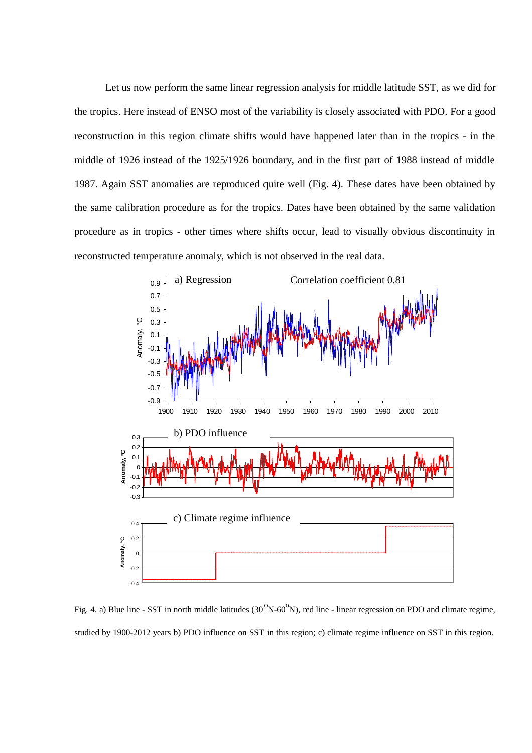Let us now perform the same linear regression analysis for middle latitude SST, as we did for the tropics. Here instead of ENSO most of the variability is closely associated with PDO. For a good reconstruction in this region climate shifts would have happened later than in the tropics - in the middle of 1926 instead of the 1925/1926 boundary, and in the first part of 1988 instead of middle 1987. Again SST anomalies are reproduced quite well (Fig. 4). These dates have been obtained by the same calibration procedure as for the tropics. Dates have been obtained by the same validation procedure as in tropics - other times where shifts occur, lead to visually obvious discontinuity in reconstructed temperature anomaly, which is not observed in the real data.

Fig. 4. a) Blue line - SST in north middle latitudes ($30^{o}$N-$60^{o}$N), red line - linear regression on PDO and climate regime, studied by 1900-2012 years b) PDO influence on SST in this region; c) climate regime influence on SST in this region.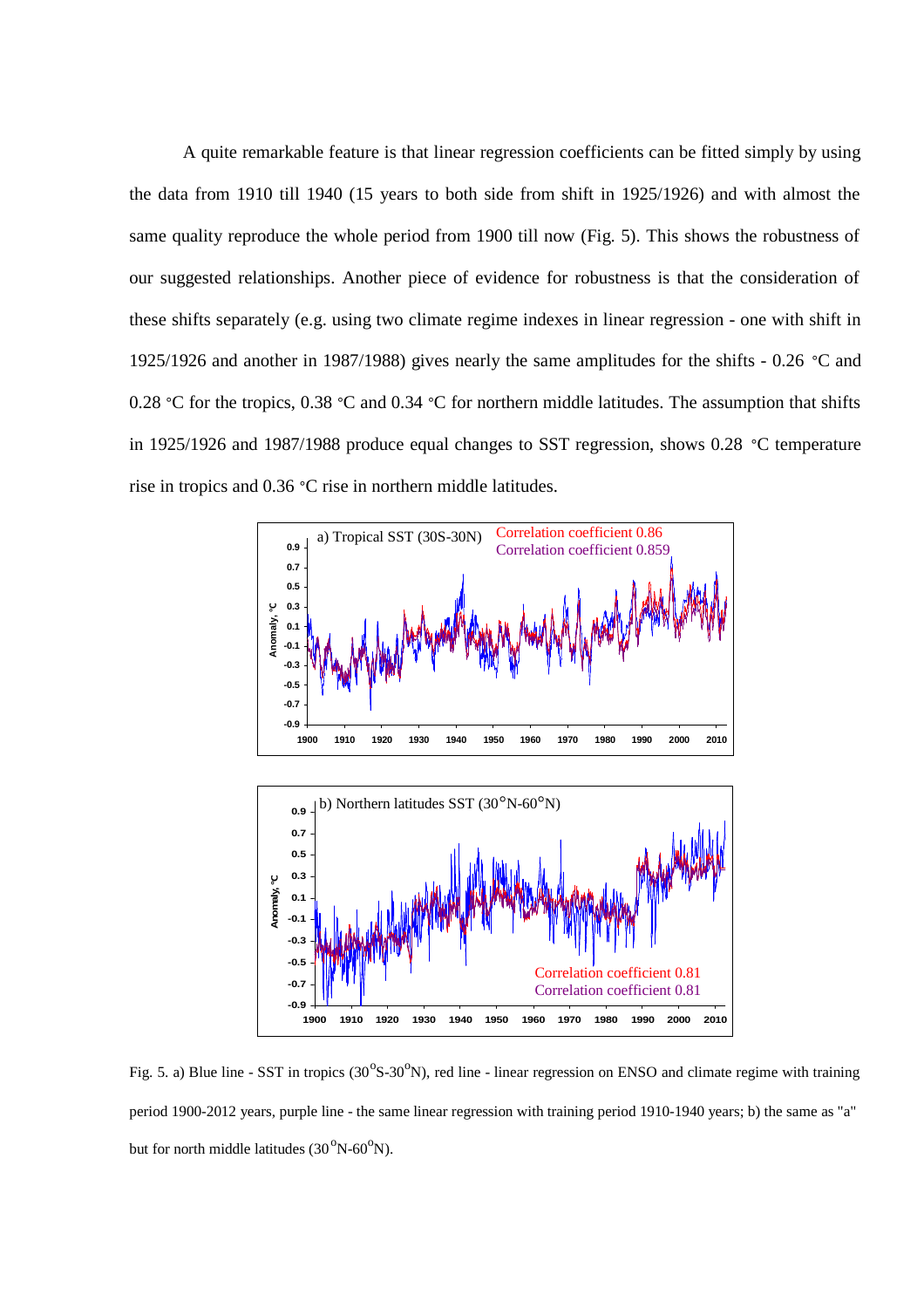A quite remarkable feature is that linear regression coefficients can be fitted simply by using the data from 1910 till 1940 (15 years to both side from shift in 1925/1926) and with almost the same quality reproduce the whole period from 1900 till now (Fig. 5). This shows the robustness of our suggested relationships. Another piece of evidence for robustness is that the consideration of these shifts separately (e.g. using two climate regime indexes in linear regression - one with shift in 1925/1926 and another in 1987/1988) gives nearly the same amplitudes for the shifts - 0.26 °C and 0.28 °C for the tropics, 0.38 °C and 0.34 °C for northern middle latitudes. The assumption that shifts in 1925/1926 and 1987/1988 produce equal changes to SST regression, shows 0.28 °C temperature rise in tropics and 0.36 °C rise in northern middle latitudes.

a) Tropical SST (30S-30N)

Correlation coefficient 0.86

Correlation coefficient 0.859

Anomaly, °C

0.9 0.7 0.5 0.3 0.1 -0.1 -0.3 -0.5 -0.7 -0.9

1900 1910 1920 1930 1940 1950 1960 1970 1980 1990 2000 2010

b) Northern latitudes SST (30°N-60°N)

Correlation coefficient 0.81

Correlation coefficient 0.81

Anomaly, °C

0.9 0.7 0.5 0.3 0.1 -0.1 -0.3 -0.5 -0.7 -0.9

1900 1910 1920 1930 1940 1950 1960 1970 1980 1990 2000 2010

Fig. 5. a) Blue line - SST in tropics (30°S-30°N), red line - linear regression on ENSO and climate regime with training period 1900-2012 years, purple line - the same linear regression with training period 1910-1940 years; b) the same as "a" but for north middle latitudes (30°N-60°N).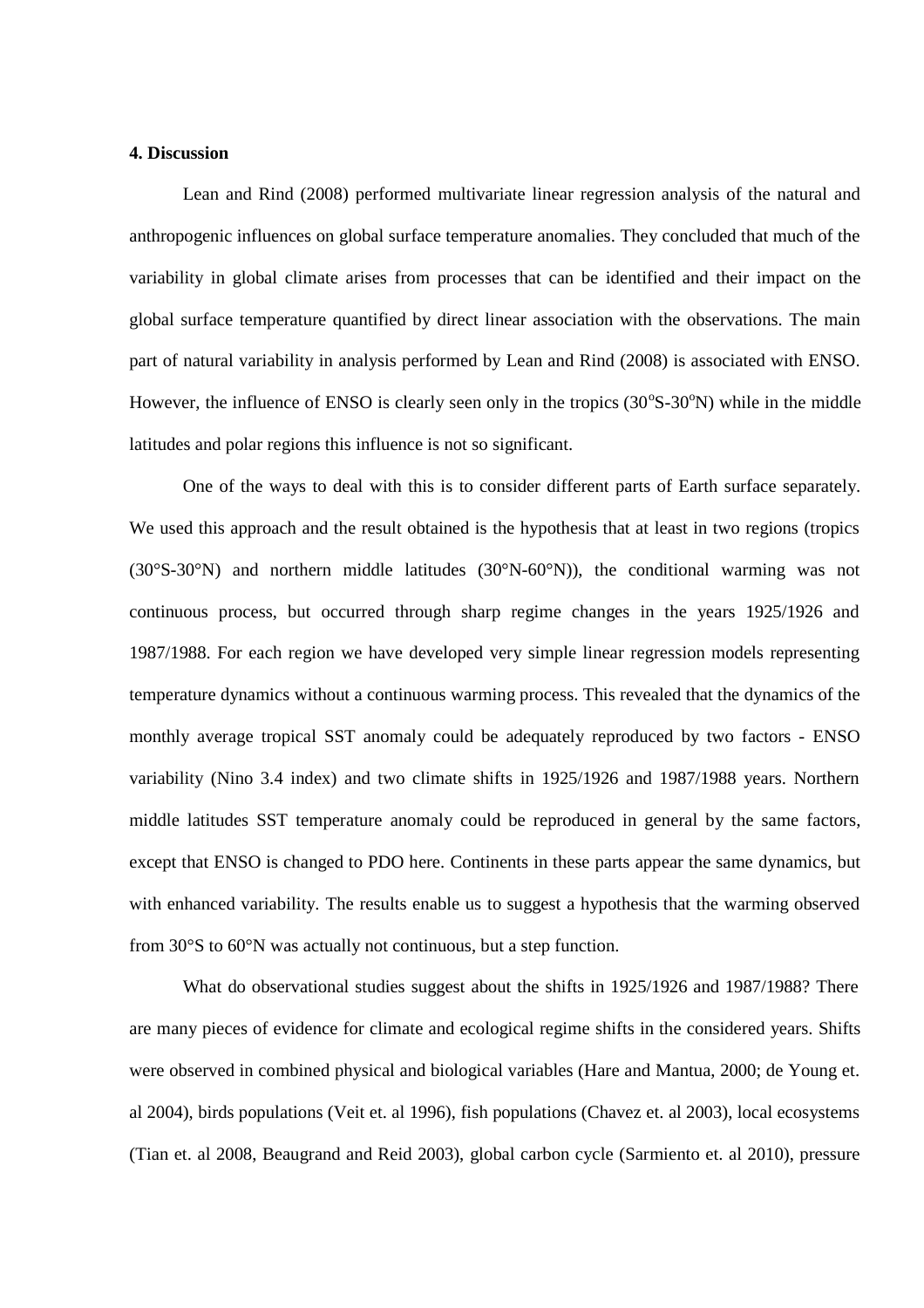**4. Discussion**

Lean and Rind (2008) performed multivariate linear regression analysis of the natural and anthropogenic influences on global surface temperature anomalies. They concluded that much of the variability in global climate arises from processes that can be identified and their impact on the global surface temperature quantified by direct linear association with the observations. The main part of natural variability in analysis performed by Lean and Rind (2008) is associated with ENSO. However, the influence of ENSO is clearly seen only in the tropics (30$^{o}$S-30$^{o}$N) while in the middle latitudes and polar regions this influence is not so significant.

One of the ways to deal with this is to consider different parts of Earth surface separately. We used this approach and the result obtained is the hypothesis that at least in two regions (tropics (30°S-30°N) and northern middle latitudes (30°N-60°N)), the conditional warming was not continuous process, but occurred through sharp regime changes in the years 1925/1926 and 1987/1988. For each region we have developed very simple linear regression models representing temperature dynamics without a continuous warming process. This revealed that the dynamics of the monthly average tropical SST anomaly could be adequately reproduced by two factors - ENSO variability (Nino 3.4 index) and two climate shifts in 1925/1926 and 1987/1988 years. Northern middle latitudes SST temperature anomaly could be reproduced in general by the same factors, except that ENSO is changed to PDO here. Continents in these parts appear the same dynamics, but with enhanced variability. The results enable us to suggest a hypothesis that the warming observed from 30°S to 60°N was actually not continuous, but a step function.

What do observational studies suggest about the shifts in 1925/1926 and 1987/1988? There are many pieces of evidence for climate and ecological regime shifts in the considered years. Shifts were observed in combined physical and biological variables (Hare and Mantua, 2000; de Young et. al 2004), birds populations (Veit et. al 1996), fish populations (Chavez et. al 2003), local ecosystems (Tian et. al 2008, Beaugrand and Reid 2003), global carbon cycle (Sarmiento et. al 2010), pressure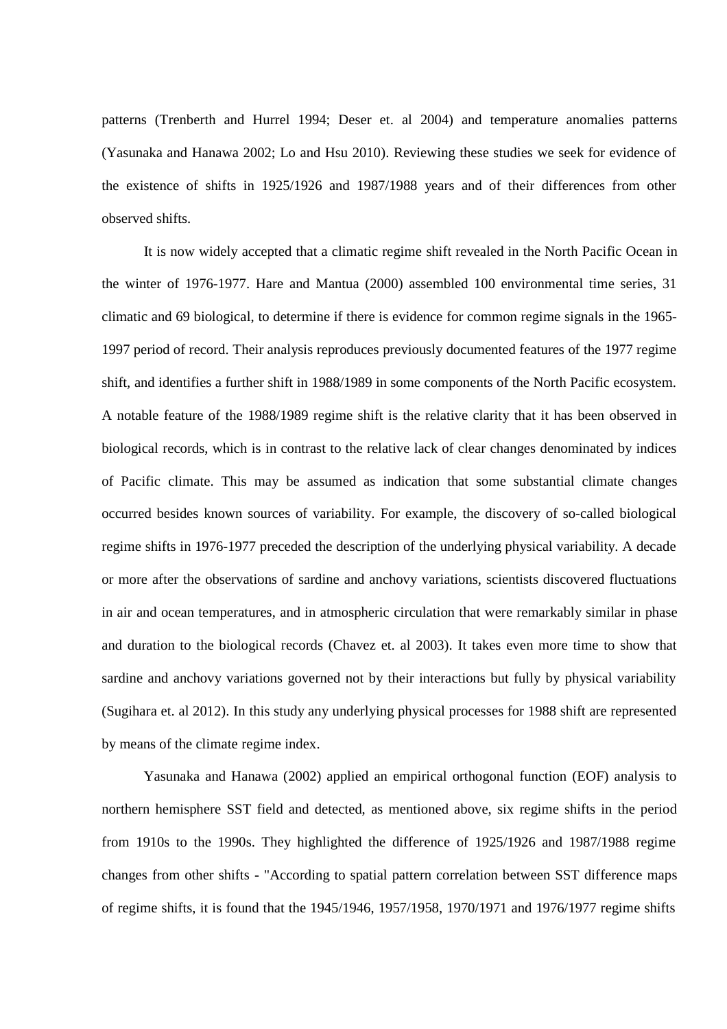patterns (Trenberth and Hurrel 1994; Deser et. al 2004) and temperature anomalies patterns (Yasunaka and Hanawa 2002; Lo and Hsu 2010). Reviewing these studies we seek for evidence of the existence of shifts in 1925/1926 and 1987/1988 years and of their differences from other observed shifts.

It is now widely accepted that a climatic regime shift revealed in the North Pacific Ocean in the winter of 1976-1977. Hare and Mantua (2000) assembled 100 environmental time series, 31 climatic and 69 biological, to determine if there is evidence for common regime signals in the 1965-1997 period of record. Their analysis reproduces previously documented features of the 1977 regime shift, and identifies a further shift in 1988/1989 in some components of the North Pacific ecosystem. A notable feature of the 1988/1989 regime shift is the relative clarity that it has been observed in biological records, which is in contrast to the relative lack of clear changes denominated by indices of Pacific climate. This may be assumed as indication that some substantial climate changes occurred besides known sources of variability. For example, the discovery of so-called biological regime shifts in 1976-1977 preceded the description of the underlying physical variability. A decade or more after the observations of sardine and anchovy variations, scientists discovered fluctuations in air and ocean temperatures, and in atmospheric circulation that were remarkably similar in phase and duration to the biological records (Chavez et. al 2003). It takes even more time to show that sardine and anchovy variations governed not by their interactions but fully by physical variability (Sugihara et. al 2012). In this study any underlying physical processes for 1988 shift are represented by means of the climate regime index.

Yasunaka and Hanawa (2002) applied an empirical orthogonal function (EOF) analysis to northern hemisphere SST field and detected, as mentioned above, six regime shifts in the period from 1910s to the 1990s. They highlighted the difference of 1925/1926 and 1987/1988 regime changes from other shifts - "According to spatial pattern correlation between SST difference maps of regime shifts, it is found that the 1945/1946, 1957/1958, 1970/1971 and 1976/1977 regime shifts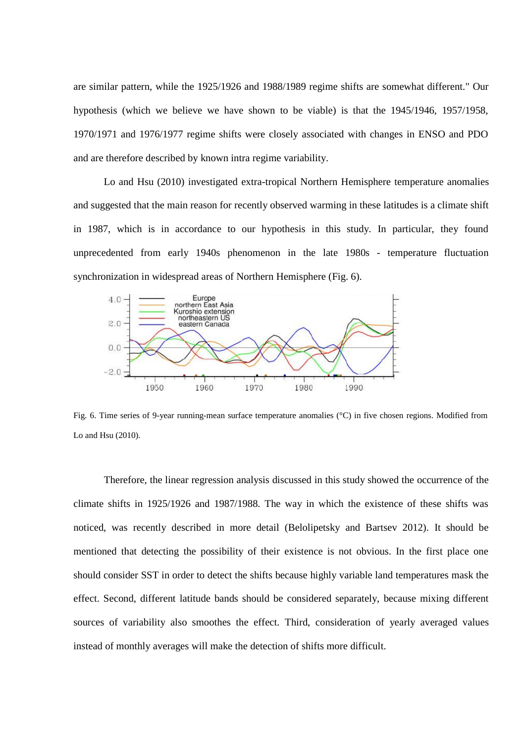are similar pattern, while the 1925/1926 and 1988/1989 regime shifts are somewhat different." Our hypothesis (which we believe we have shown to be viable) is that the 1945/1946, 1957/1958, 1970/1971 and 1976/1977 regime shifts were closely associated with changes in ENSO and PDO and are therefore described by known intra regime variability.

Lo and Hsu (2010) investigated extra-tropical Northern Hemisphere temperature anomalies and suggested that the main reason for recently observed warming in these latitudes is a climate shift in 1987, which is in accordance to our hypothesis in this study. In particular, they found unprecedented from early 1940s phenomenon in the late 1980s - temperature fluctuation synchronization in widespread areas of Northern Hemisphere (Fig. 6).

Europe
northern East Asia
Kuroshio extension
northeastern US
eastern Canada

4.0
2.0
0.0
-2.0

1950
1960
1970
1980
1990

Fig. 6. Time series of 9-year running-mean surface temperature anomalies (°C) in five chosen regions. Modified from Lo and Hsu (2010).

Therefore, the linear regression analysis discussed in this study showed the occurrence of the climate shifts in 1925/1926 and 1987/1988. The way in which the existence of these shifts was noticed, was recently described in more detail (Belolipetsky and Bartsev 2012). It should be mentioned that detecting the possibility of their existence is not obvious. In the first place one should consider SST in order to detect the shifts because highly variable land temperatures mask the effect. Second, different latitude bands should be considered separately, because mixing different sources of variability also smoothes the effect. Third, consideration of yearly averaged values instead of monthly averages will make the detection of shifts more difficult.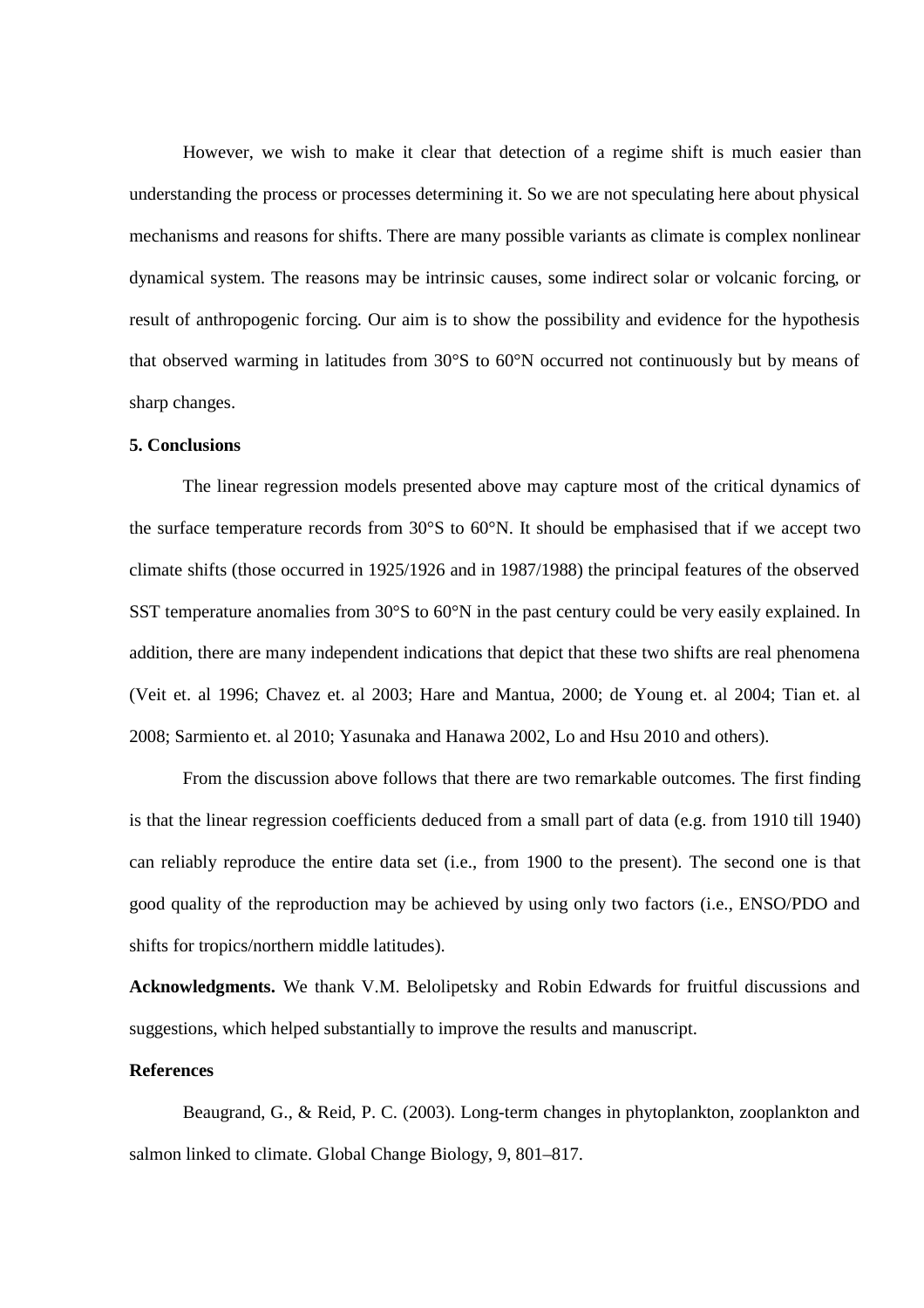However, we wish to make it clear that detection of a regime shift is much easier than understanding the process or processes determining it. So we are not speculating here about physical mechanisms and reasons for shifts. There are many possible variants as climate is complex nonlinear dynamical system. The reasons may be intrinsic causes, some indirect solar or volcanic forcing, or result of anthropogenic forcing. Our aim is to show the possibility and evidence for the hypothesis that observed warming in latitudes from 30°S to 60°N occurred not continuously but by means of sharp changes.

**5. Conclusions**

The linear regression models presented above may capture most of the critical dynamics of the surface temperature records from 30°S to 60°N. It should be emphasised that if we accept two climate shifts (those occurred in 1925/1926 and in 1987/1988) the principal features of the observed SST temperature anomalies from 30°S to 60°N in the past century could be very easily explained. In addition, there are many independent indications that depict that these two shifts are real phenomena (Veit et. al 1996; Chavez et. al 2003; Hare and Mantua, 2000; de Young et. al 2004; Tian et. al 2008; Sarmiento et. al 2010; Yasunaka and Hanawa 2002, Lo and Hsu 2010 and others).

From the discussion above follows that there are two remarkable outcomes. The first finding is that the linear regression coefficients deduced from a small part of data (e.g. from 1910 till 1940) can reliably reproduce the entire data set (i.e., from 1900 to the present). The second one is that good quality of the reproduction may be achieved by using only two factors (i.e., ENSO/PDO and shifts for tropics/northern middle latitudes).

**Acknowledgments.** We thank V.M. Belolipetsky and Robin Edwards for fruitful discussions and suggestions, which helped substantially to improve the results and manuscript.

**References**

Beaugrand, G., & Reid, P. C. (2003). Long-term changes in phytoplankton, zooplankton and salmon linked to climate. Global Change Biology, 9, 801–817.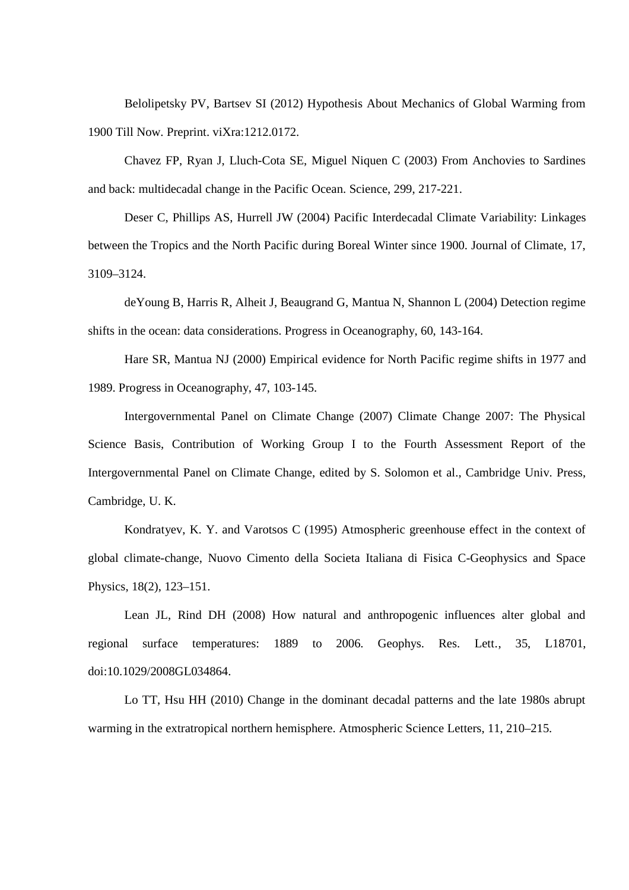Belolipetsky PV, Bartsev SI (2012) Hypothesis About Mechanics of Global Warming from 1900 Till Now. Preprint. viXra:1212.0172.

Chavez FP, Ryan J, Lluch-Cota SE, Miguel Niquen C (2003) From Anchovies to Sardines and back: multidecadal change in the Pacific Ocean. Science, 299, 217-221.

Deser C, Phillips AS, Hurrell JW (2004) Pacific Interdecadal Climate Variability: Linkages between the Tropics and the North Pacific during Boreal Winter since 1900. Journal of Climate, 17, 3109–3124.

deYoung B, Harris R, Alheit J, Beaugrand G, Mantua N, Shannon L (2004) Detection regime shifts in the ocean: data considerations. Progress in Oceanography, 60, 143-164.

Hare SR, Mantua NJ (2000) Empirical evidence for North Pacific regime shifts in 1977 and 1989. Progress in Oceanography, 47, 103-145.

Intergovernmental Panel on Climate Change (2007) Climate Change 2007: The Physical Science Basis, Contribution of Working Group I to the Fourth Assessment Report of the Intergovernmental Panel on Climate Change, edited by S. Solomon et al., Cambridge Univ. Press, Cambridge, U. K.

Kondratyev, K. Y. and Varotsos C (1995) Atmospheric greenhouse effect in the context of global climate-change, Nuovo Cimento della Societa Italiana di Fisica C-Geophysics and Space Physics, 18(2), 123–151.

Lean JL, Rind DH (2008) How natural and anthropogenic influences alter global and regional surface temperatures: 1889 to 2006. Geophys. Res. Lett., 35, L18701, doi:10.1029/2008GL034864.

Lo TT, Hsu HH (2010) Change in the dominant decadal patterns and the late 1980s abrupt warming in the extratropical northern hemisphere. Atmospheric Science Letters, 11, 210–215.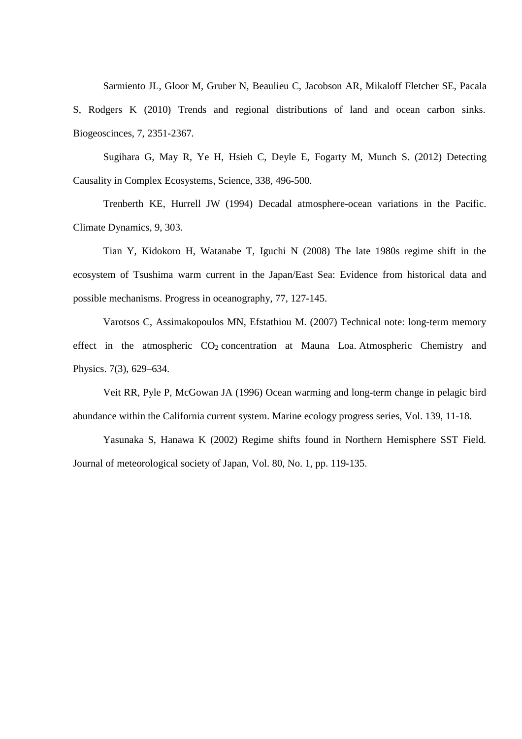Sarmiento JL, Gloor M, Gruber N, Beaulieu C, Jacobson AR, Mikaloff Fletcher SE, Pacala S, Rodgers K (2010) Trends and regional distributions of land and ocean carbon sinks. Biogeoscinces, 7, 2351-2367.

Sugihara G, May R, Ye H, Hsieh C, Deyle E, Fogarty M, Munch S. (2012) Detecting Causality in Complex Ecosystems, Science, 338, 496-500.

Trenberth KE, Hurrell JW (1994) Decadal atmosphere-ocean variations in the Pacific. Climate Dynamics, 9, 303.

Tian Y, Kidokoro H, Watanabe T, Iguchi N (2008) The late 1980s regime shift in the ecosystem of Tsushima warm current in the Japan/East Sea: Evidence from historical data and possible mechanisms. Progress in oceanography, 77, 127-145.

Varotsos C, Assimakopoulos MN, Efstathiou M. (2007) Technical note: long-term memory effect in the atmospheric $CO_2$ concentration at Mauna Loa. Atmospheric Chemistry and Physics. 7(3), 629–634.

Veit RR, Pyle P, McGowan JA (1996) Ocean warming and long-term change in pelagic bird abundance within the California current system. Marine ecology progress series, Vol. 139, 11-18.

Yasunaka S, Hanawa K (2002) Regime shifts found in Northern Hemisphere SST Field. Journal of meteorological society of Japan, Vol. 80, No. 1, pp. 119-135.